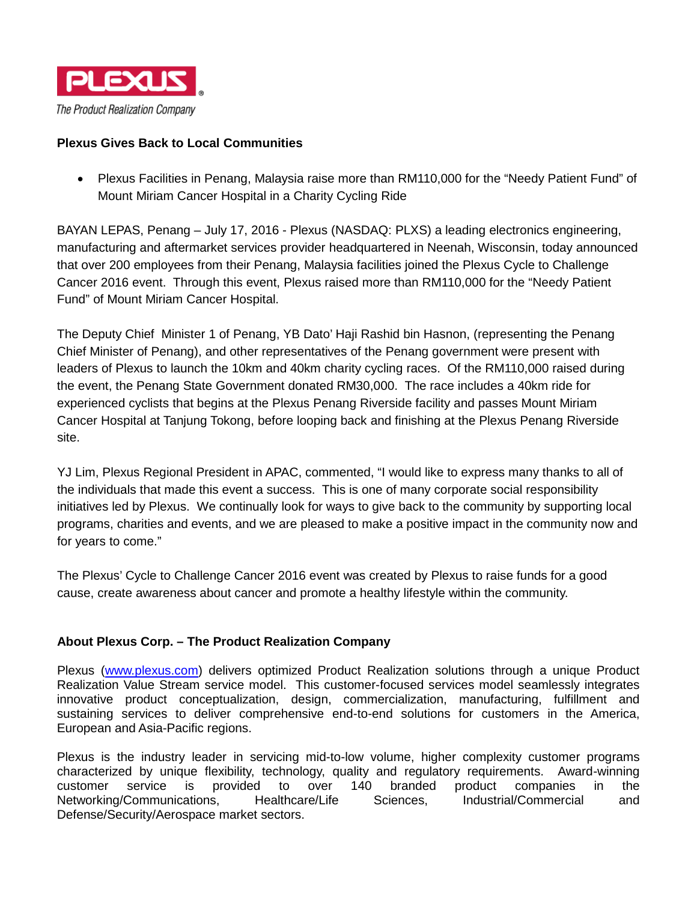PLEXUS

*The Product Realization Company*

**Plexus Gives Back to Local Communities**

- Plexus Facilities in Penang, Malaysia raise more than RM110,000 for the "Needy Patient Fund" of Mount Miriam Cancer Hospital in a Charity Cycling Ride

BAYAN LEPAS, Penang – July 17, 2016 - Plexus (NASDAQ: PLXS) a leading electronics engineering, manufacturing and aftermarket services provider headquartered in Neenah, Wisconsin, today announced that over 200 employees from their Penang, Malaysia facilities joined the Plexus Cycle to Challenge Cancer 2016 event. Through this event, Plexus raised more than RM110,000 for the "Needy Patient Fund" of Mount Miriam Cancer Hospital.

The Deputy Chief Minister 1 of Penang, YB Dato' Haji Rashid bin Hasnon, (representing the Penang Chief Minister of Penang), and other representatives of the Penang government were present with leaders of Plexus to launch the 10km and 40km charity cycling races. Of the RM110,000 raised during the event, the Penang State Government donated RM30,000. The race includes a 40km ride for experienced cyclists that begins at the Plexus Penang Riverside facility and passes Mount Miriam Cancer Hospital at Tanjung Tokong, before looping back and finishing at the Plexus Penang Riverside site.

YJ Lim, Plexus Regional President in APAC, commented, "I would like to express many thanks to all of the individuals that made this event a success. This is one of many corporate social responsibility initiatives led by Plexus. We continually look for ways to give back to the community by supporting local programs, charities and events, and we are pleased to make a positive impact in the community now and for years to come."

The Plexus' Cycle to Challenge Cancer 2016 event was created by Plexus to raise funds for a good cause, create awareness about cancer and promote a healthy lifestyle within the community.

**About Plexus Corp. – The Product Realization Company**

Plexus (www.plexus.com) delivers optimized Product Realization solutions through a unique Product Realization Value Stream service model. This customer-focused services model seamlessly integrates innovative product conceptualization, design, commercialization, manufacturing, fulfillment and sustaining services to deliver comprehensive end-to-end solutions for customers in the America, European and Asia-Pacific regions.

Plexus is the industry leader in servicing mid-to-low volume, higher complexity customer programs characterized by unique flexibility, technology, quality and regulatory requirements. Award-winning customer service is provided to over 140 branded product companies in the Networking/Communications, Healthcare/Life Sciences, Industrial/Commercial and Defense/Security/Aerospace market sectors.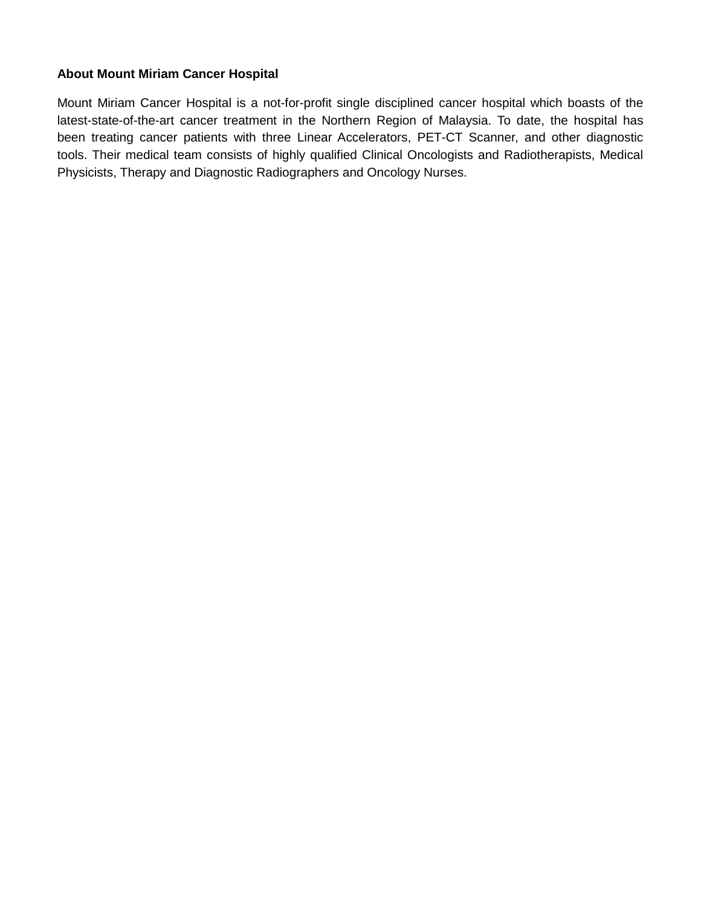**About Mount Miriam Cancer Hospital**

Mount Miriam Cancer Hospital is a not-for-profit single disciplined cancer hospital which boasts of the latest-state-of-the-art cancer treatment in the Northern Region of Malaysia. To date, the hospital has been treating cancer patients with three Linear Accelerators, PET-CT Scanner, and other diagnostic tools. Their medical team consists of highly qualified Clinical Oncologists and Radiotherapists, Medical Physicists, Therapy and Diagnostic Radiographers and Oncology Nurses.